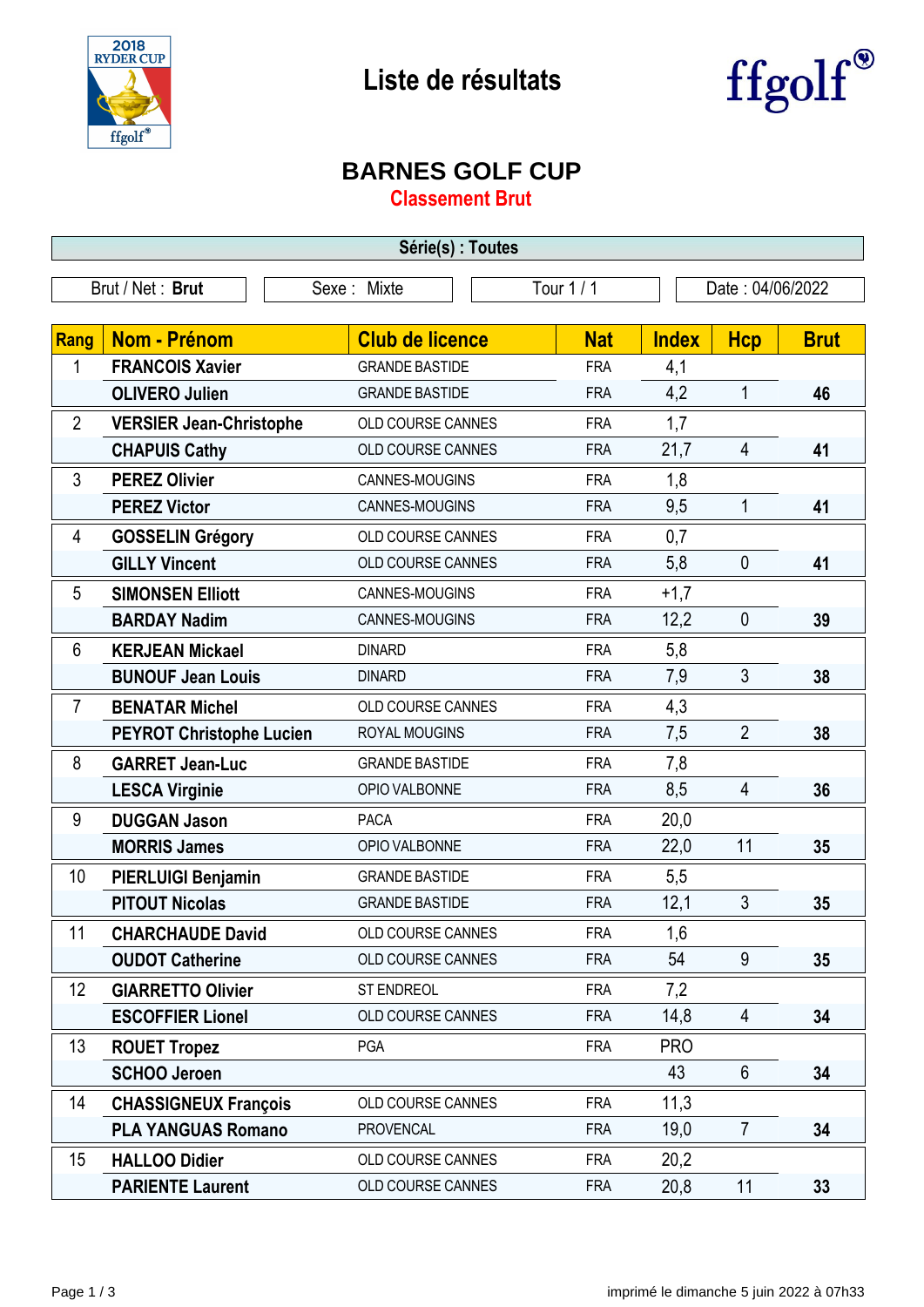# Liste de résultats

## BARNES GOLF CUP

### Classement Brut

**Série(s) : Toutes**

Brut / Net : **Brut** | Sexe : Mixte | Tour 1 / 1 | Date : 04/06/2022

| Rang | Nom - Prénom | Club de licence | Nat | Index | Hcp | Brut |
|---|---|---|---|---|---|---|
| 1 | **FRANCOIS Xavier** | GRANDE BASTIDE | FRA | 4,1 | | |
| | **OLIVERO Julien** | GRANDE BASTIDE | FRA | 4,2 | 1 | **46** |
| 2 | **VERSIER Jean-Christophe** | OLD COURSE CANNES | FRA | 1,7 | | |
| | **CHAPUIS Cathy** | OLD COURSE CANNES | FRA | 21,7 | 4 | **41** |
| 3 | **PEREZ Olivier** | CANNES-MOUGINS | FRA | 1,8 | | |
| | **PEREZ Victor** | CANNES-MOUGINS | FRA | 9,5 | 1 | **41** |
| 4 | **GOSSELIN Grégory** | OLD COURSE CANNES | FRA | 0,7 | | |
| | **GILLY Vincent** | OLD COURSE CANNES | FRA | 5,8 | 0 | **41** |
| 5 | **SIMONSEN Elliott** | CANNES-MOUGINS | FRA | +1,7 | | |
| | **BARDAY Nadim** | CANNES-MOUGINS | FRA | 12,2 | 0 | **39** |
| 6 | **KERJEAN Mickael** | DINARD | FRA | 5,8 | | |
| | **BUNOUF Jean Louis** | DINARD | FRA | 7,9 | 3 | **38** |
| 7 | **BENATAR Michel** | OLD COURSE CANNES | FRA | 4,3 | | |
| | **PEYROT Christophe Lucien** | ROYAL MOUGINS | FRA | 7,5 | 2 | **38** |
| 8 | **GARRET Jean-Luc** | GRANDE BASTIDE | FRA | 7,8 | | |
| | **LESCA Virginie** | OPIO VALBONNE | FRA | 8,5 | 4 | **36** |
| 9 | **DUGGAN Jason** | PACA | FRA | 20,0 | | |
| | **MORRIS James** | OPIO VALBONNE | FRA | 22,0 | 11 | **35** |
| 10 | **PIERLUIGI Benjamin** | GRANDE BASTIDE | FRA | 5,5 | | |
| | **PITOUT Nicolas** | GRANDE BASTIDE | FRA | 12,1 | 3 | **35** |
| 11 | **CHARCHAUDE David** | OLD COURSE CANNES | FRA | 1,6 | | |
| | **OUDOT Catherine** | OLD COURSE CANNES | FRA | 54 | 9 | **35** |
| 12 | **GIARRETTO Olivier** | ST ENDREOL | FRA | 7,2 | | |
| | **ESCOFFIER Lionel** | OLD COURSE CANNES | FRA | 14,8 | 4 | **34** |
| 13 | **ROUET Tropez** | PGA | FRA | PRO | | |
| | **SCHOO Jeroen** | | | 43 | 6 | **34** |
| 14 | **CHASSIGNEUX François** | OLD COURSE CANNES | FRA | 11,3 | | |
| | **PLA YANGUAS Romano** | PROVENCAL | FRA | 19,0 | 7 | **34** |
| 15 | **HALLOO Didier** | OLD COURSE CANNES | FRA | 20,2 | | |
| | **PARIENTE Laurent** | OLD COURSE CANNES | FRA | 20,8 | 11 | **33** |

imprimé le dimanche 5 juin 2022 à 07h33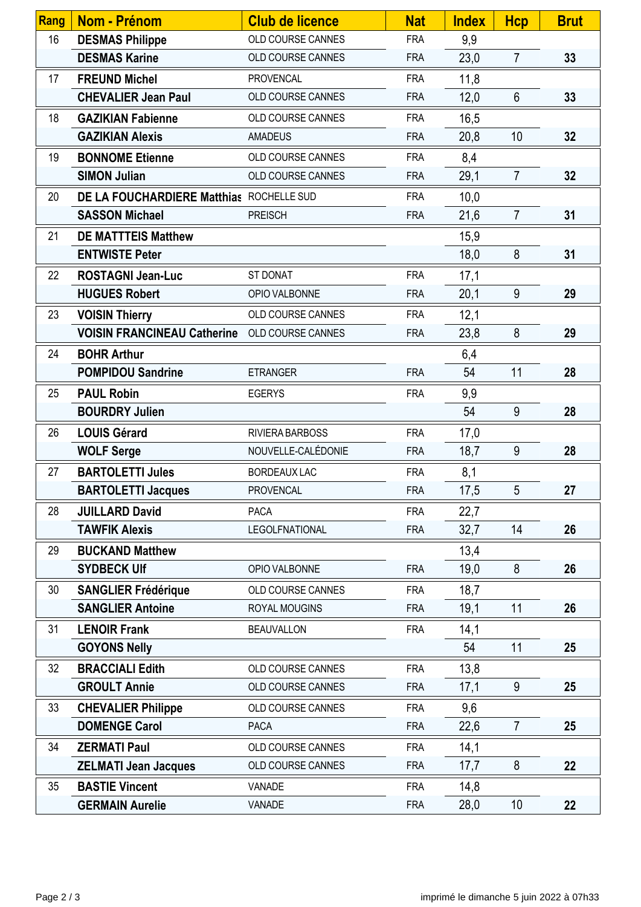| Rang | Nom - Prénom | Club de licence | Nat | Index | Hcp | Brut |
|---|---|---|---|---|---|---|
| 16 | **DESMAS Philippe** | OLD COURSE CANNES | FRA | 9,9 | | |
| | **DESMAS Karine** | OLD COURSE CANNES | FRA | 23,0 | 7 | **33** |
| 17 | **FREUND Michel** | PROVENCAL | FRA | 11,8 | | |
| | **CHEVALIER Jean Paul** | OLD COURSE CANNES | FRA | 12,0 | 6 | **33** |
| 18 | **GAZIKIAN Fabienne** | OLD COURSE CANNES | FRA | 16,5 | | |
| | **GAZIKIAN Alexis** | AMADEUS | FRA | 20,8 | 10 | **32** |
| 19 | **BONNOME Etienne** | OLD COURSE CANNES | FRA | 8,4 | | |
| | **SIMON Julian** | OLD COURSE CANNES | FRA | 29,1 | 7 | **32** |
| 20 | **DE LA FOUCHARDIERE Matthias** | ROCHELLE SUD | FRA | 10,0 | | |
| | **SASSON Michael** | PREISCH | FRA | 21,6 | 7 | **31** |
| 21 | **DE MATTTEIS Matthew** | | | 15,9 | | |
| | **ENTWISTE Peter** | | | 18,0 | 8 | **31** |
| 22 | **ROSTAGNI Jean-Luc** | ST DONAT | FRA | 17,1 | | |
| | **HUGUES Robert** | OPIO VALBONNE | FRA | 20,1 | 9 | **29** |
| 23 | **VOISIN Thierry** | OLD COURSE CANNES | FRA | 12,1 | | |
| | **VOISIN FRANCINEAU Catherine** | OLD COURSE CANNES | FRA | 23,8 | 8 | **29** |
| 24 | **BOHR Arthur** | | | 6,4 | | |
| | **POMPIDOU Sandrine** | ETRANGER | FRA | 54 | 11 | **28** |
| 25 | **PAUL Robin** | EGERYS | FRA | 9,9 | | |
| | **BOURDRY Julien** | | | 54 | 9 | **28** |
| 26 | **LOUIS Gérard** | RIVIERA BARBOSS | FRA | 17,0 | | |
| | **WOLF Serge** | NOUVELLE-CALÉDONIE | FRA | 18,7 | 9 | **28** |
| 27 | **BARTOLETTI Jules** | BORDEAUX LAC | FRA | 8,1 | | |
| | **BARTOLETTI Jacques** | PROVENCAL | FRA | 17,5 | 5 | **27** |
| 28 | **JUILLARD David** | PACA | FRA | 22,7 | | |
| | **TAWFIK Alexis** | LEGOLFNATIONAL | FRA | 32,7 | 14 | **26** |
| 29 | **BUCKAND Matthew** | | | 13,4 | | |
| | **SYDBECK Ulf** | OPIO VALBONNE | FRA | 19,0 | 8 | **26** |
| 30 | **SANGLIER Frédérique** | OLD COURSE CANNES | FRA | 18,7 | | |
| | **SANGLIER Antoine** | ROYAL MOUGINS | FRA | 19,1 | 11 | **26** |
| 31 | **LENOIR Frank** | BEAUVALLON | FRA | 14,1 | | |
| | **GOYONS Nelly** | | | 54 | 11 | **25** |
| 32 | **BRACCIALI Edith** | OLD COURSE CANNES | FRA | 13,8 | | |
| | **GROULT Annie** | OLD COURSE CANNES | FRA | 17,1 | 9 | **25** |
| 33 | **CHEVALIER Philippe** | OLD COURSE CANNES | FRA | 9,6 | | |
| | **DOMENGE Carol** | PACA | FRA | 22,6 | 7 | **25** |
| 34 | **ZERMATI Paul** | OLD COURSE CANNES | FRA | 14,1 | | |
| | **ZELMATI Jean Jacques** | OLD COURSE CANNES | FRA | 17,7 | 8 | **22** |
| 35 | **BASTIE Vincent** | VANADE | FRA | 14,8 | | |
| | **GERMAIN Aurelie** | VANADE | FRA | 28,0 | 10 | **22** |

imprimé le dimanche 5 juin 2022 à 07h33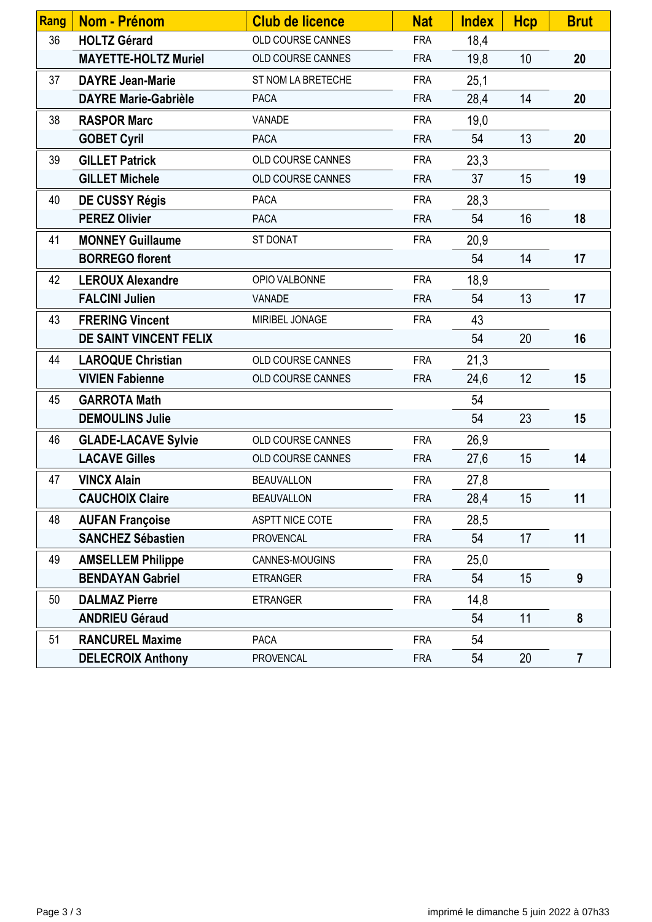| Rang | Nom - Prénom | Club de licence | Nat | Index | Hcp | Brut |
|---|---|---|---|---|---|---|
| 36 | **HOLTZ Gérard** | OLD COURSE CANNES | FRA | 18,4 | | |
| | **MAYETTE-HOLTZ Muriel** | OLD COURSE CANNES | FRA | 19,8 | 10 | **20** |
| 37 | **DAYRE Jean-Marie** | ST NOM LA BRETECHE | FRA | 25,1 | | |
| | **DAYRE Marie-Gabrièle** | PACA | FRA | 28,4 | 14 | **20** |
| 38 | **RASPOR Marc** | VANADE | FRA | 19,0 | | |
| | **GOBET Cyril** | PACA | FRA | 54 | 13 | **20** |
| 39 | **GILLET Patrick** | OLD COURSE CANNES | FRA | 23,3 | | |
| | **GILLET Michele** | OLD COURSE CANNES | FRA | 37 | 15 | **19** |
| 40 | **DE CUSSY Régis** | PACA | FRA | 28,3 | | |
| | **PEREZ Olivier** | PACA | FRA | 54 | 16 | **18** |
| 41 | **MONNEY Guillaume** | ST DONAT | FRA | 20,9 | | |
| | **BORREGO florent** | | | 54 | 14 | **17** |
| 42 | **LEROUX Alexandre** | OPIO VALBONNE | FRA | 18,9 | | |
| | **FALCINI Julien** | VANADE | FRA | 54 | 13 | **17** |
| 43 | **FRERING Vincent** | MIRIBEL JONAGE | FRA | 43 | | |
| | **DE SAINT VINCENT FELIX** | | | 54 | 20 | **16** |
| 44 | **LAROQUE Christian** | OLD COURSE CANNES | FRA | 21,3 | | |
| | **VIVIEN Fabienne** | OLD COURSE CANNES | FRA | 24,6 | 12 | **15** |
| 45 | **GARROTA Math** | | | 54 | | |
| | **DEMOULINS Julie** | | | 54 | 23 | **15** |
| 46 | **GLADE-LACAVE Sylvie** | OLD COURSE CANNES | FRA | 26,9 | | |
| | **LACAVE Gilles** | OLD COURSE CANNES | FRA | 27,6 | 15 | **14** |
| 47 | **VINCX Alain** | BEAUVALLON | FRA | 27,8 | | |
| | **CAUCHOIX Claire** | BEAUVALLON | FRA | 28,4 | 15 | **11** |
| 48 | **AUFAN Françoise** | ASPTT NICE COTE | FRA | 28,5 | | |
| | **SANCHEZ Sébastien** | PROVENCAL | FRA | 54 | 17 | **11** |
| 49 | **AMSELLEM Philippe** | CANNES-MOUGINS | FRA | 25,0 | | |
| | **BENDAYAN Gabriel** | ETRANGER | FRA | 54 | 15 | **9** |
| 50 | **DALMAZ Pierre** | ETRANGER | FRA | 14,8 | | |
| | **ANDRIEU Géraud** | | | 54 | 11 | **8** |
| 51 | **RANCUREL Maxime** | PACA | FRA | 54 | | |
| | **DELECROIX Anthony** | PROVENCAL | FRA | 54 | 20 | **7** |

imprimé le dimanche 5 juin 2022 à 07h33